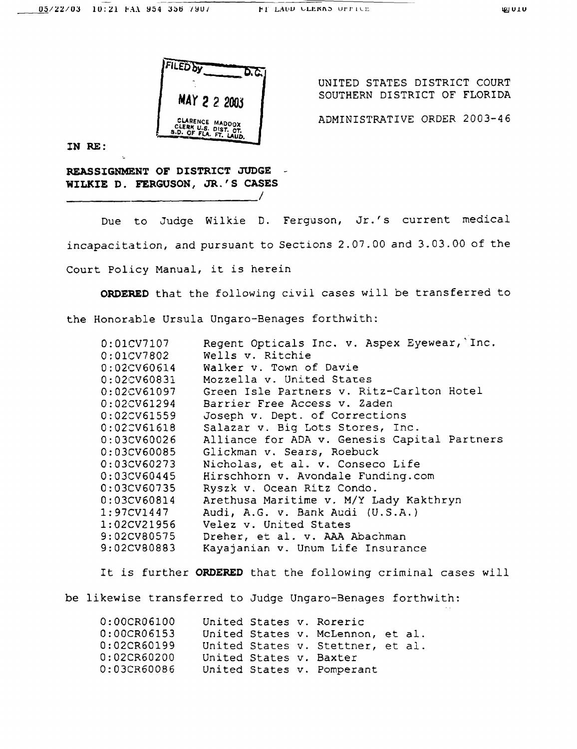FILED by \_\_\_\_\_\_ D.C.

MAY 2 2 2003

CLARENCE MADDOX
CLERK U.S. DIST. CT.
S.D. OF FLA. FT. LAUD.

UNITED STATES DISTRICT COURT
SOUTHERN DISTRICT OF FLORIDA

ADMINISTRATIVE ORDER 2003-46

**IN RE:**

**REASSIGNMENT OF DISTRICT JUDGE WILKIE D. FERGUSON, JR.'S CASES**
\_\_\_\_\_\_\_\_\_\_\_\_\_\_\_\_\_\_\_\_\_\_\_\_\_\_\_\_\_\_/

Due to Judge Wilkie D. Ferguson, Jr.'s current medical incapacitation, and pursuant to Sections 2.07.00 and 3.03.00 of the Court Policy Manual, it is herein

**ORDERED** that the following civil cases will be transferred to the Honorable Ursula Ungaro-Benages forthwith:

| | |
|---|---|
| 0:01CV7107 | Regent Opticals Inc. v. Aspex Eyewear, Inc. |
| 0:01CV7802 | Wells v. Ritchie |
| 0:02CV60614 | Walker v. Town of Davie |
| 0:02CV60831 | Mozzella v. United States |
| 0:02CV61097 | Green Isle Partners v. Ritz-Carlton Hotel |
| 0:02CV61294 | Barrier Free Access v. Zaden |
| 0:02CV61559 | Joseph v. Dept. of Corrections |
| 0:02CV61618 | Salazar v. Big Lots Stores, Inc. |
| 0:03CV60026 | Alliance for ADA v. Genesis Capital Partners |
| 0:03CV60085 | Glickman v. Sears, Roebuck |
| 0:03CV60273 | Nicholas, et al. v. Conseco Life |
| 0:03CV60445 | Hirschhorn v. Avondale Funding.com |
| 0:03CV60735 | Ryszk v. Ocean Ritz Condo. |
| 0:03CV60814 | Arethusa Maritime v. M/Y Lady Kakthryn |
| 1:97CV1447 | Audi, A.G. v. Bank Audi (U.S.A.) |
| 1:02CV21956 | Velez v. United States |
| 9:02CV80575 | Dreher, et al. v. AAA Abachman |
| 9:02CV80883 | Kayajanian v. Unum Life Insurance |

It is further **ORDERED** that the following criminal cases will be likewise transferred to Judge Ungaro-Benages forthwith:

| | |
|---|---|
| 0:00CR06100 | United States v. Roreric |
| 0:00CR06153 | United States v. McLennon, et al. |
| 0:02CR60199 | United States v. Stettner, et al. |
| 0:02CR60200 | United States v. Baxter |
| 0:03CR60086 | United States v. Pomperant |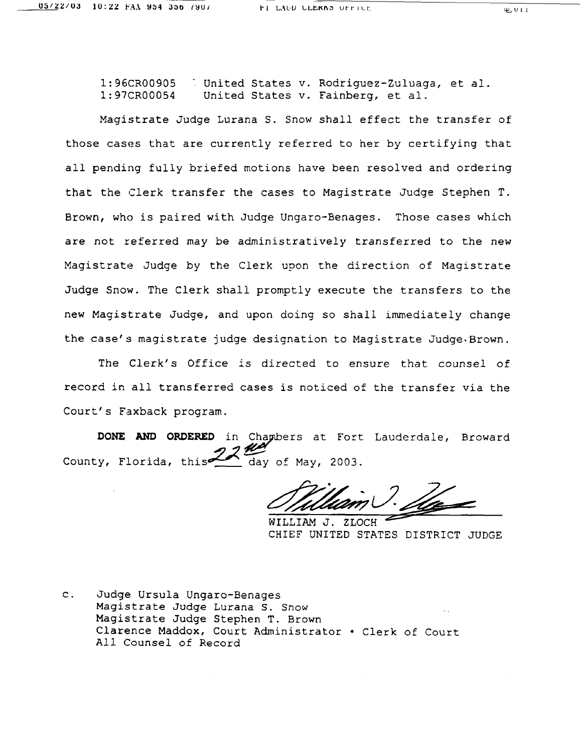1:96CR00905 United States v. Rodriguez-Zuluaga, et al.
1:97CR00054 United States v. Fainberg, et al.

Magistrate Judge Lurana S. Snow shall effect the transfer of those cases that are currently referred to her by certifying that all pending fully briefed motions have been resolved and ordering that the Clerk transfer the cases to Magistrate Judge Stephen T. Brown, who is paired with Judge Ungaro-Benages. Those cases which are not referred may be administratively transferred to the new Magistrate Judge by the Clerk upon the direction of Magistrate Judge Snow. The Clerk shall promptly execute the transfers to the new Magistrate Judge, and upon doing so shall immediately change the case's magistrate judge designation to Magistrate Judge Brown.

The Clerk's Office is directed to ensure that counsel of record in all transferred cases is noticed of the transfer via the Court's Faxback program.

**DONE AND ORDERED** in Chambers at Fort Lauderdale, Broward County, Florida, this 22nd day of May, 2003.

WILLIAM J. ZLOCH
CHIEF UNITED STATES DISTRICT JUDGE

c. Judge Ursula Ungaro-Benages
Magistrate Judge Lurana S. Snow
Magistrate Judge Stephen T. Brown
Clarence Maddox, Court Administrator • Clerk of Court
All Counsel of Record